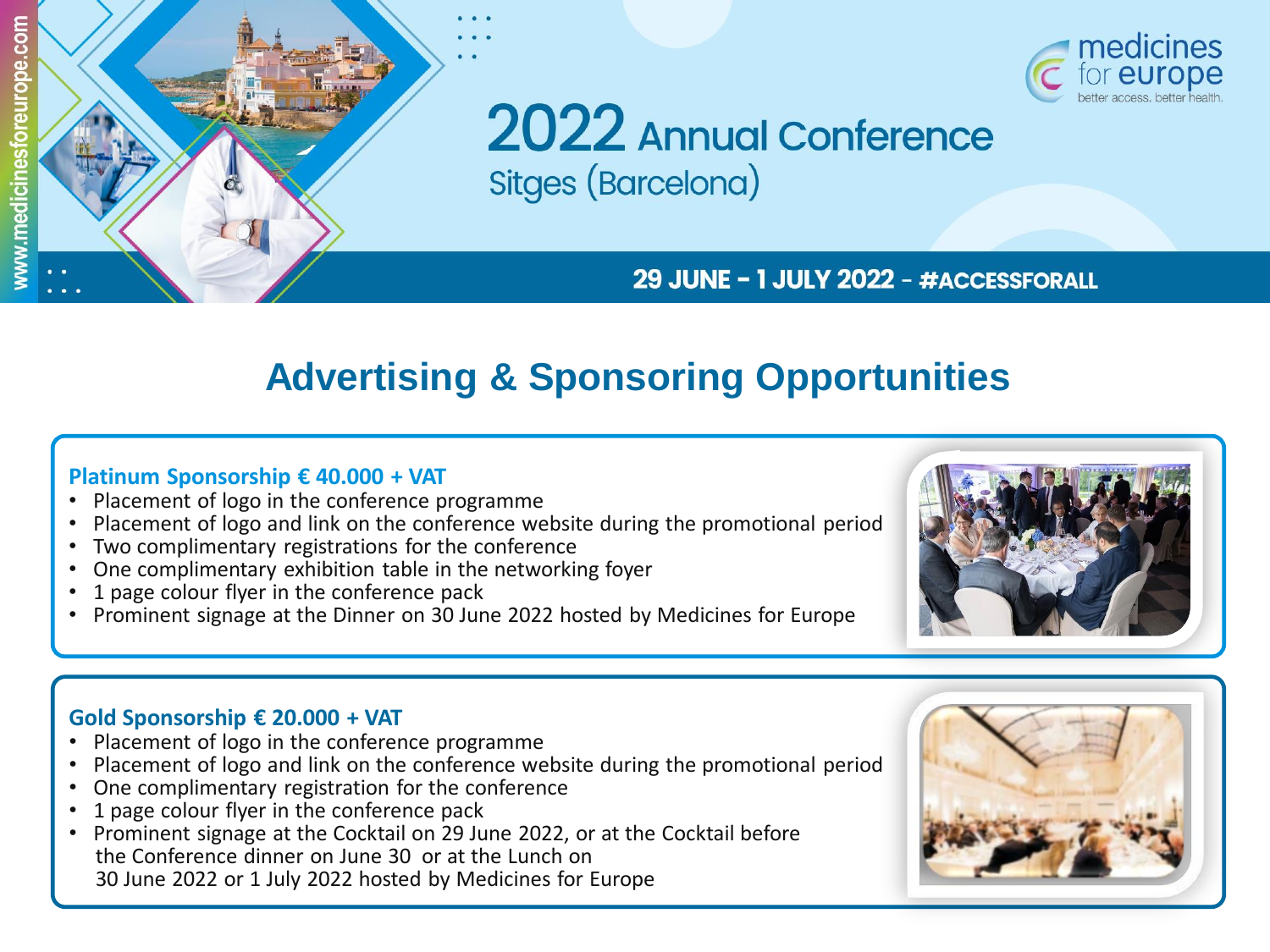www.medicinesforeurope.com

medicines for europe
better access. better health.

# 2022 Annual Conference

Sitges (Barcelona)

**29 JUNE – 1 JULY 2022 - #ACCESSFORALL**

## Advertising & Sponsoring Opportunities

### Platinum Sponsorship € 40.000 + VAT

- Placement of logo in the conference programme
- Placement of logo and link on the conference website during the promotional period
- Two complimentary registrations for the conference
- One complimentary exhibition table in the networking foyer
- 1 page colour flyer in the conference pack
- Prominent signage at the Dinner on 30 June 2022 hosted by Medicines for Europe

### Gold Sponsorship € 20.000 + VAT

- Placement of logo in the conference programme
- Placement of logo and link on the conference website during the promotional period
- One complimentary registration for the conference
- 1 page colour flyer in the conference pack
- Prominent signage at the Cocktail on 29 June 2022, or at the Cocktail before the Conference dinner on June 30 or at the Lunch on 30 June 2022 or 1 July 2022 hosted by Medicines for Europe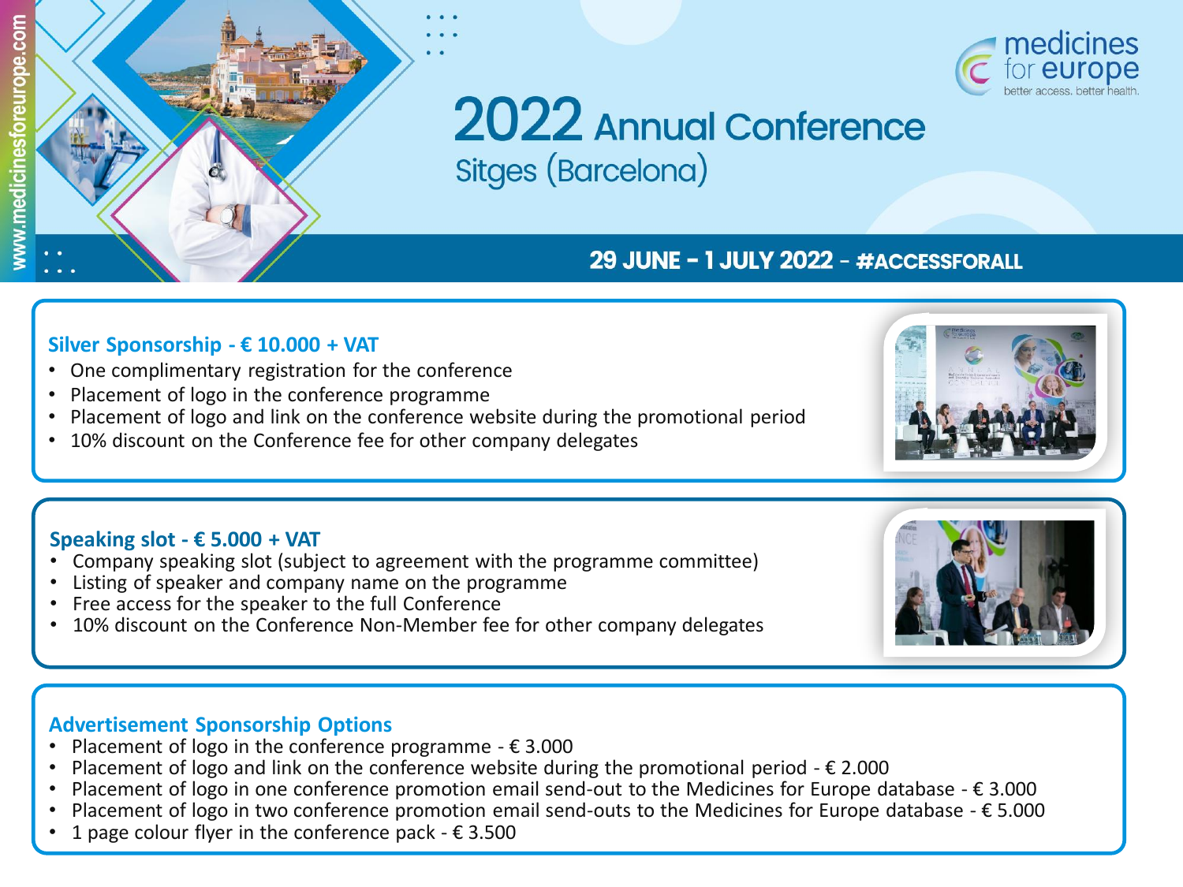www.medicinesforeurope.com

medicines for europe
better access. better health.

# 2022 Annual Conference
## Sitges (Barcelona)

**29 JUNE – 1 JULY 2022 – #ACCESSFORALL**

### Silver Sponsorship - € 10.000 + VAT

- One complimentary registration for the conference
- Placement of logo in the conference programme
- Placement of logo and link on the conference website during the promotional period
- 10% discount on the Conference fee for other company delegates

### Speaking slot - € 5.000 + VAT

- Company speaking slot (subject to agreement with the programme committee)
- Listing of speaker and company name on the programme
- Free access for the speaker to the full Conference
- 10% discount on the Conference Non-Member fee for other company delegates

### Advertisement Sponsorship Options

- Placement of logo in the conference programme - € 3.000
- Placement of logo and link on the conference website during the promotional period - € 2.000
- Placement of logo in one conference promotion email send-out to the Medicines for Europe database - € 3.000
- Placement of logo in two conference promotion email send-outs to the Medicines for Europe database - € 5.000
- 1 page colour flyer in the conference pack - € 3.500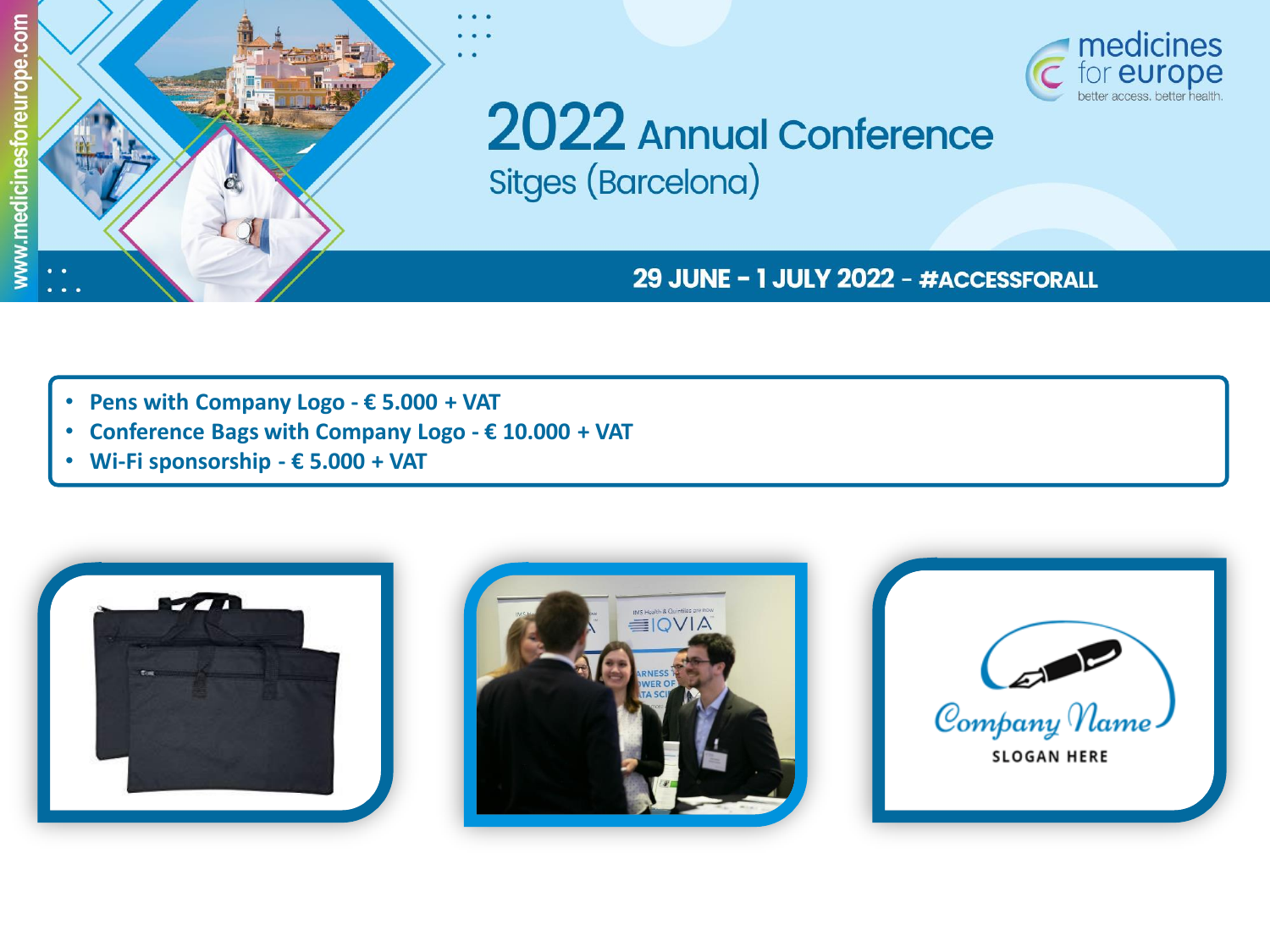# 2022 Annual Conference

Sitges (Barcelona)

29 JUNE – 1 JULY 2022 – #ACCESSFORALL

- **Pens with Company Logo - € 5.000 + VAT**
- **Conference Bags with Company Logo - € 10.000 + VAT**
- **Wi-Fi sponsorship - € 5.000 + VAT**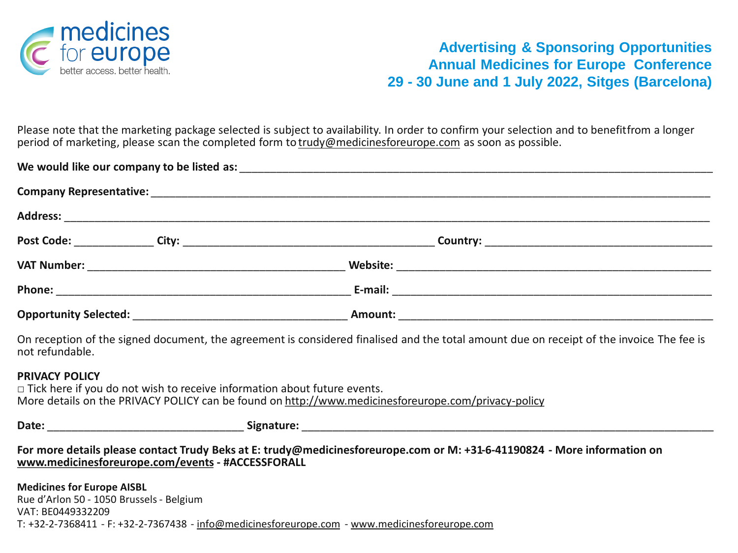medicines for europe
better access. better health.

## Advertising & Sponsoring Opportunities
## Annual Medicines for Europe Conference
## 29 - 30 June and 1 July 2022, Sitges (Barcelona)

Please note that the marketing package selected is subject to availability. In order to confirm your selection and to benefitfrom a longer period of marketing, please scan the completed form to trudy@medicinesforeurope.com as soon as possible.

**We would like our company to be listed as:** ______________________________________________

**Company Representative:** ______________________________________________

**Address:** ______________________________________________

**Post Code:** _____________ **City:** ______________________ **Country:** ______________________

**VAT Number:** ______________________ **Website:** ______________________

**Phone:** ______________________ **E-mail:** ______________________

**Opportunity Selected:** ______________________ **Amount:** ______________________

On reception of the signed document, the agreement is considered finalised and the total amount due on receipt of the invoice The fee is not refundable.

**PRIVACY POLICY**

□ Tick here if you do not wish to receive information about future events.
More details on the PRIVACY POLICY can be found on http://www.medicinesforeurope.com/privacy-policy

**Date:** ______________________ **Signature:** ______________________

**For more details please contact Trudy Beks at E: trudy@medicinesforeurope.com or M: +31-6-41190824 - More information on www.medicinesforeurope.com/events - #ACCESSFORALL**

**Medicines for Europe AISBL**
Rue d'Arlon 50 - 1050 Brussels - Belgium
VAT: BE0449332209
T: +32-2-7368411 - F: +32-2-7367438 - info@medicinesforeurope.com - www.medicinesforeurope.com